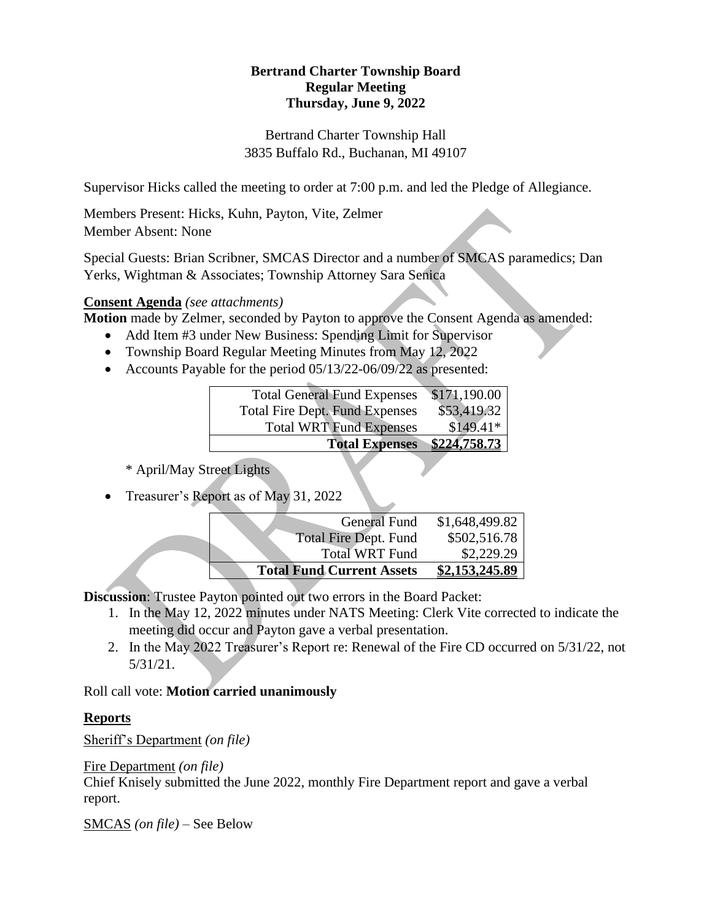**Bertrand Charter Township Board**
**Regular Meeting**
**Thursday, June 9, 2022**

Bertrand Charter Township Hall
3835 Buffalo Rd., Buchanan, MI 49107

Supervisor Hicks called the meeting to order at 7:00 p.m. and led the Pledge of Allegiance.

Members Present: Hicks, Kuhn, Payton, Vite, Zelmer
Member Absent: None

Special Guests: Brian Scribner, SMCAS Director and a number of SMCAS paramedics; Dan Yerks, Wightman & Associates; Township Attorney Sara Senica

**Consent Agenda** *(see attachments)*

**Motion** made by Zelmer, seconded by Payton to approve the Consent Agenda as amended:

- Add Item #3 under New Business: Spending Limit for Supervisor
- Township Board Regular Meeting Minutes from May 12, 2022
- Accounts Payable for the period 05/13/22-06/09/22 as presented:

| | |
|---|---|
| Total General Fund Expenses | $171,190.00 |
| Total Fire Dept. Fund Expenses | $53,419.32 |
| Total WRT Fund Expenses | $149.41* |
| **Total Expenses** | **$224,758.73** |

\* April/May Street Lights

- Treasurer's Report as of May 31, 2022

| | |
|---|---|
| General Fund | $1,648,499.82 |
| Total Fire Dept. Fund | $502,516.78 |
| Total WRT Fund | $2,229.29 |
| **Total Fund Current Assets** | **$2,153,245.89** |

**Discussion**: Trustee Payton pointed out two errors in the Board Packet:

1. In the May 12, 2022 minutes under NATS Meeting: Clerk Vite corrected to indicate the meeting did occur and Payton gave a verbal presentation.
2. In the May 2022 Treasurer's Report re: Renewal of the Fire CD occurred on 5/31/22, not 5/31/21.

Roll call vote: **Motion carried unanimously**

**Reports**

Sheriff's Department *(on file)*

Fire Department *(on file)*
Chief Knisely submitted the June 2022, monthly Fire Department report and gave a verbal report.

SMCAS *(on file)* – See Below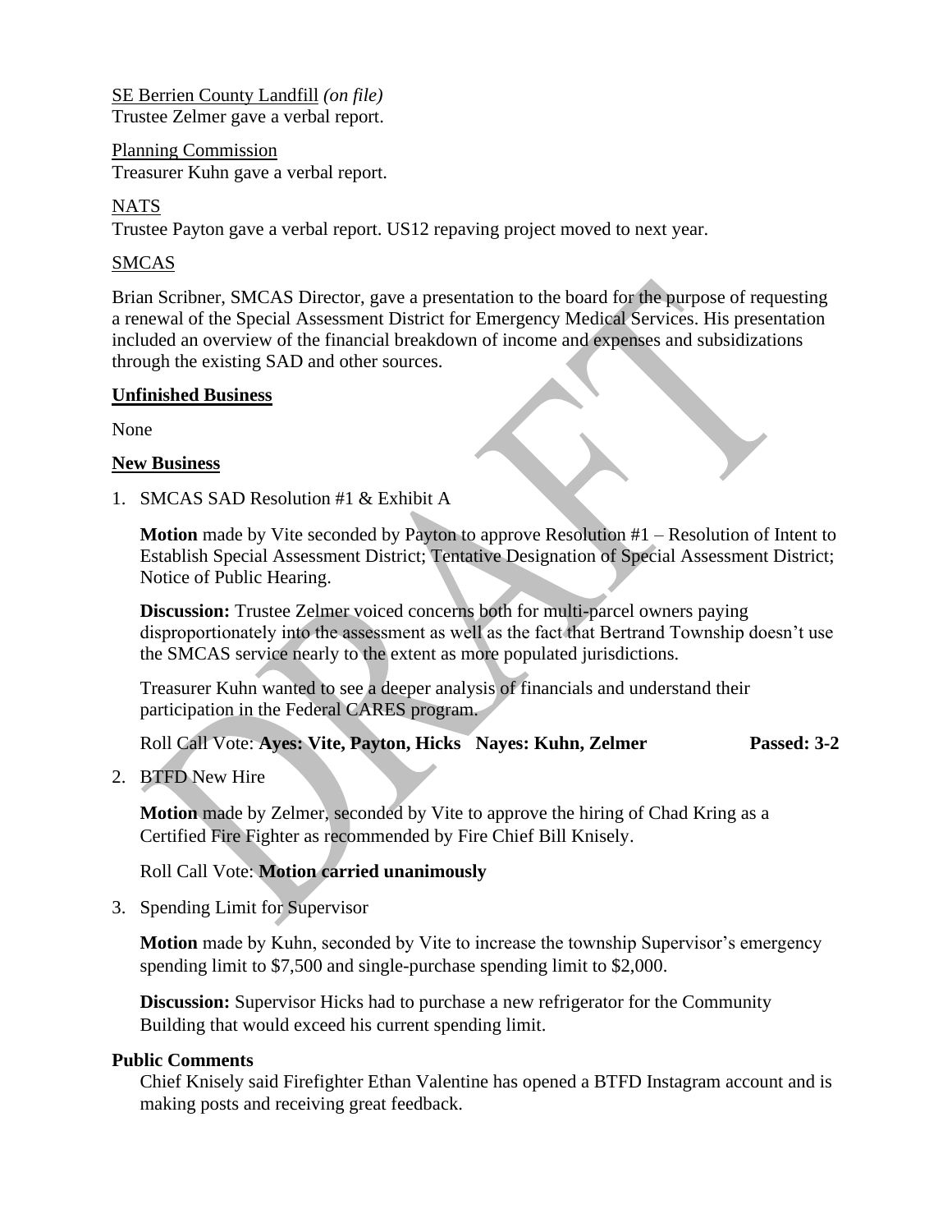SE Berrien County Landfill *(on file)*
Trustee Zelmer gave a verbal report.

Planning Commission
Treasurer Kuhn gave a verbal report.

NATS
Trustee Payton gave a verbal report. US12 repaving project moved to next year.

SMCAS

Brian Scribner, SMCAS Director, gave a presentation to the board for the purpose of requesting a renewal of the Special Assessment District for Emergency Medical Services. His presentation included an overview of the financial breakdown of income and expenses and subsidizations through the existing SAD and other sources.

**Unfinished Business**

None

**New Business**

1. SMCAS SAD Resolution #1 & Exhibit A

   **Motion** made by Vite seconded by Payton to approve Resolution #1 – Resolution of Intent to Establish Special Assessment District; Tentative Designation of Special Assessment District; Notice of Public Hearing.

   **Discussion:** Trustee Zelmer voiced concerns both for multi-parcel owners paying disproportionately into the assessment as well as the fact that Bertrand Township doesn't use the SMCAS service nearly to the extent as more populated jurisdictions.

   Treasurer Kuhn wanted to see a deeper analysis of financials and understand their participation in the Federal CARES program.

   Roll Call Vote: **Ayes: Vite, Payton, Hicks Nayes: Kuhn, Zelmer** **Passed: 3-2**

2. BTFD New Hire

   **Motion** made by Zelmer, seconded by Vite to approve the hiring of Chad Kring as a Certified Fire Fighter as recommended by Fire Chief Bill Knisely.

   Roll Call Vote: **Motion carried unanimously**

3. Spending Limit for Supervisor

   **Motion** made by Kuhn, seconded by Vite to increase the township Supervisor's emergency spending limit to $7,500 and single-purchase spending limit to $2,000.

   **Discussion:** Supervisor Hicks had to purchase a new refrigerator for the Community Building that would exceed his current spending limit.

**Public Comments**

Chief Knisely said Firefighter Ethan Valentine has opened a BTFD Instagram account and is making posts and receiving great feedback.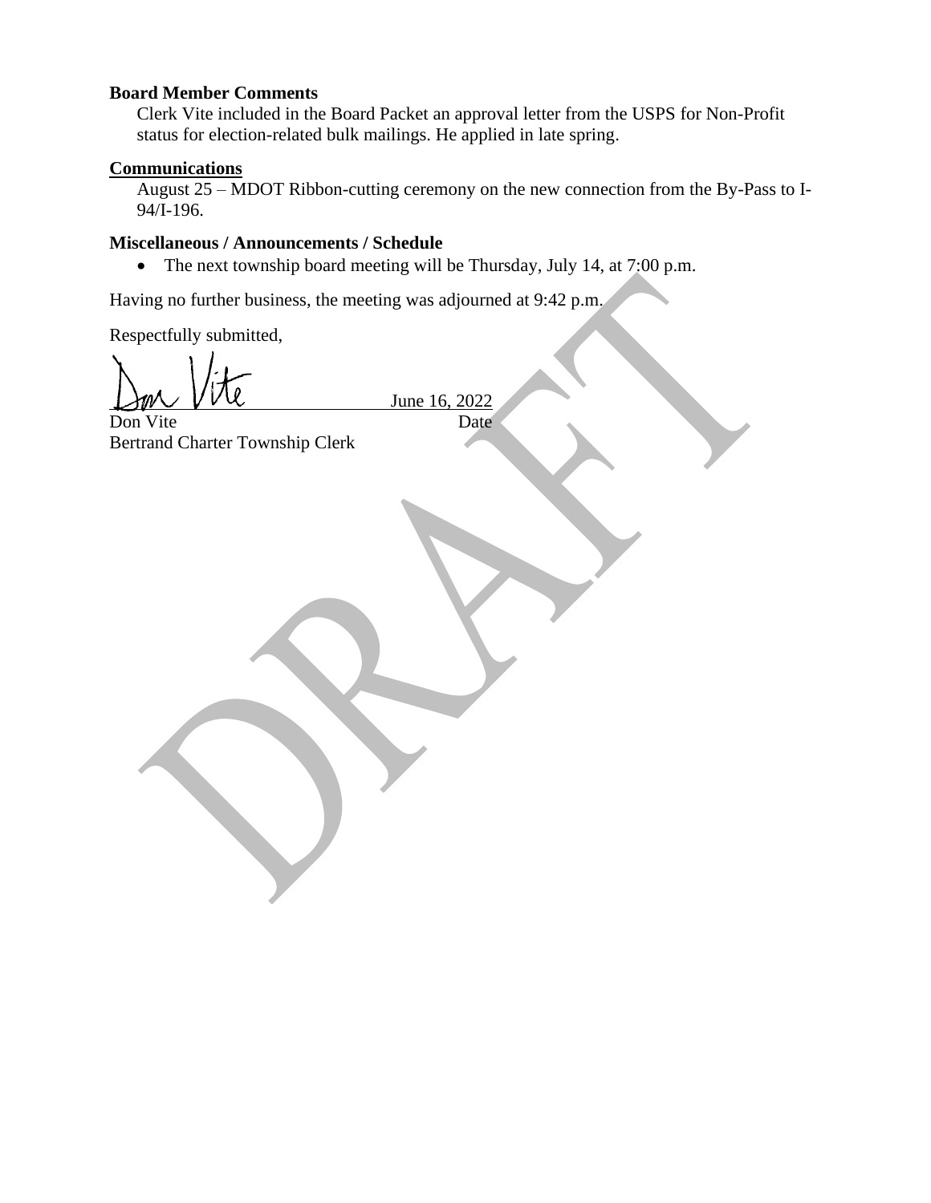**Board Member Comments**

Clerk Vite included in the Board Packet an approval letter from the USPS for Non-Profit status for election-related bulk mailings. He applied in late spring.

**Communications**

August 25 – MDOT Ribbon-cutting ceremony on the new connection from the By-Pass to I-94/I-196.

**Miscellaneous / Announcements / Schedule**

- The next township board meeting will be Thursday, July 14, at 7:00 p.m.

Having no further business, the meeting was adjourned at 9:42 p.m.

Respectfully submitted,

Don Vite June 16, 2022

Don Vite Date

Bertrand Charter Township Clerk

DRAFT